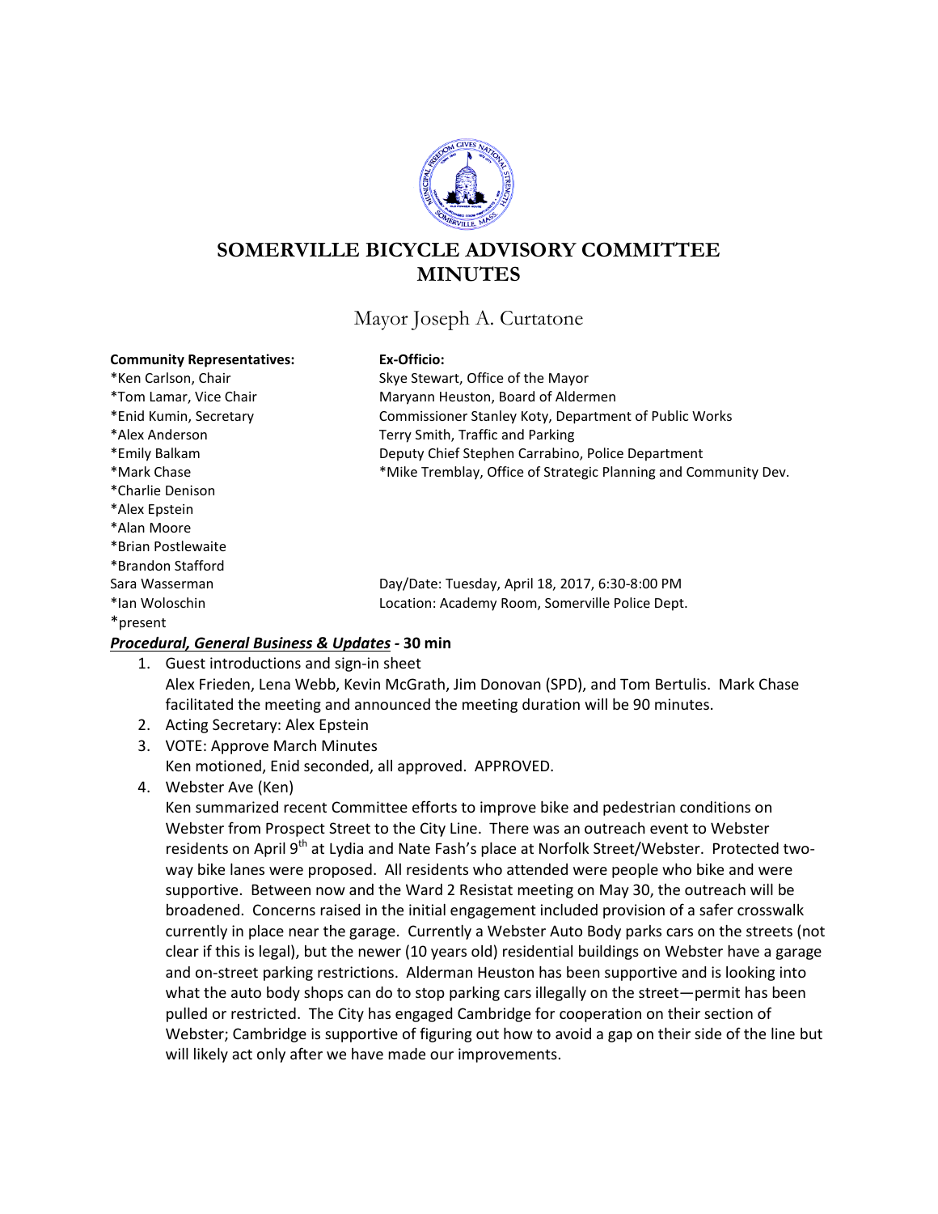# SOMERVILLE BICYCLE ADVISORY COMMITTEE MINUTES

Mayor Joseph A. Curtatone

**Community Representatives:**
*Ken Carlson, Chair
*Tom Lamar, Vice Chair
*Enid Kumin, Secretary
*Alex Anderson
*Emily Balkam
*Mark Chase
*Charlie Denison
*Alex Epstein
*Alan Moore
*Brian Postlewaite
*Brandon Stafford
Sara Wasserman
*Ian Woloschin
*present

**Ex-Officio:**
Skye Stewart, Office of the Mayor
Maryann Heuston, Board of Aldermen
Commissioner Stanley Koty, Department of Public Works
Terry Smith, Traffic and Parking
Deputy Chief Stephen Carrabino, Police Department
*Mike Tremblay, Office of Strategic Planning and Community Dev.

Day/Date: Tuesday, April 18, 2017, 6:30-8:00 PM
Location: Academy Room, Somerville Police Dept.

***Procedural, General Business & Updates*** **- 30 min**

1. Guest introductions and sign-in sheet
   Alex Frieden, Lena Webb, Kevin McGrath, Jim Donovan (SPD), and Tom Bertulis. Mark Chase facilitated the meeting and announced the meeting duration will be 90 minutes.
2. Acting Secretary: Alex Epstein
3. VOTE: Approve March Minutes
   Ken motioned, Enid seconded, all approved. APPROVED.
4. Webster Ave (Ken)
   Ken summarized recent Committee efforts to improve bike and pedestrian conditions on Webster from Prospect Street to the City Line. There was an outreach event to Webster residents on April 9th at Lydia and Nate Fash's place at Norfolk Street/Webster. Protected two-way bike lanes were proposed. All residents who attended were people who bike and were supportive. Between now and the Ward 2 Resistat meeting on May 30, the outreach will be broadened. Concerns raised in the initial engagement included provision of a safer crosswalk currently in place near the garage. Currently a Webster Auto Body parks cars on the streets (not clear if this is legal), but the newer (10 years old) residential buildings on Webster have a garage and on-street parking restrictions. Alderman Heuston has been supportive and is looking into what the auto body shops can do to stop parking cars illegally on the street—permit has been pulled or restricted. The City has engaged Cambridge for cooperation on their section of Webster; Cambridge is supportive of figuring out how to avoid a gap on their side of the line but will likely act only after we have made our improvements.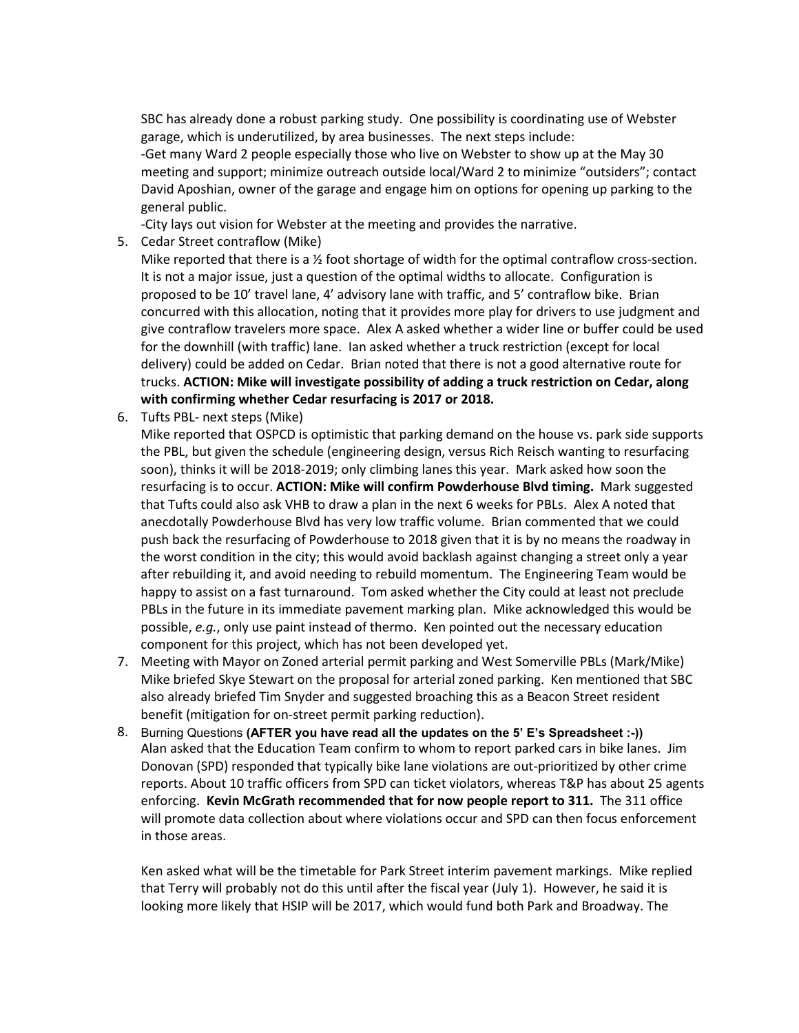SBC has already done a robust parking study. One possibility is coordinating use of Webster garage, which is underutilized, by area businesses. The next steps include:

-Get many Ward 2 people especially those who live on Webster to show up at the May 30 meeting and support; minimize outreach outside local/Ward 2 to minimize "outsiders"; contact David Aposhian, owner of the garage and engage him on options for opening up parking to the general public.

-City lays out vision for Webster at the meeting and provides the narrative.

5. Cedar Street contraflow (Mike)

   Mike reported that there is a ½ foot shortage of width for the optimal contraflow cross-section. It is not a major issue, just a question of the optimal widths to allocate. Configuration is proposed to be 10' travel lane, 4' advisory lane with traffic, and 5' contraflow bike. Brian concurred with this allocation, noting that it provides more play for drivers to use judgment and give contraflow travelers more space. Alex A asked whether a wider line or buffer could be used for the downhill (with traffic) lane. Ian asked whether a truck restriction (except for local delivery) could be added on Cedar. Brian noted that there is not a good alternative route for trucks. **ACTION: Mike will investigate possibility of adding a truck restriction on Cedar, along with confirming whether Cedar resurfacing is 2017 or 2018.**

6. Tufts PBL- next steps (Mike)

   Mike reported that OSPCD is optimistic that parking demand on the house vs. park side supports the PBL, but given the schedule (engineering design, versus Rich Reisch wanting to resurfacing soon), thinks it will be 2018-2019; only climbing lanes this year. Mark asked how soon the resurfacing is to occur. **ACTION: Mike will confirm Powderhouse Blvd timing.** Mark suggested that Tufts could also ask VHB to draw a plan in the next 6 weeks for PBLs. Alex A noted that anecdotally Powderhouse Blvd has very low traffic volume. Brian commented that we could push back the resurfacing of Powderhouse to 2018 given that it is by no means the roadway in the worst condition in the city; this would avoid backlash against changing a street only a year after rebuilding it, and avoid needing to rebuild momentum. The Engineering Team would be happy to assist on a fast turnaround. Tom asked whether the City could at least not preclude PBLs in the future in its immediate pavement marking plan. Mike acknowledged this would be possible, *e.g.*, only use paint instead of thermo. Ken pointed out the necessary education component for this project, which has not been developed yet.

7. Meeting with Mayor on Zoned arterial permit parking and West Somerville PBLs (Mark/Mike)

   Mike briefed Skye Stewart on the proposal for arterial zoned parking. Ken mentioned that SBC also already briefed Tim Snyder and suggested broaching this as a Beacon Street resident benefit (mitigation for on-street permit parking reduction).

8. Burning Questions **(AFTER you have read all the updates on the 5' E's Spreadsheet :-))**

   Alan asked that the Education Team confirm to whom to report parked cars in bike lanes. Jim Donovan (SPD) responded that typically bike lane violations are out-prioritized by other crime reports. About 10 traffic officers from SPD can ticket violators, whereas T&P has about 25 agents enforcing. **Kevin McGrath recommended that for now people report to 311.** The 311 office will promote data collection about where violations occur and SPD can then focus enforcement in those areas.

   Ken asked what will be the timetable for Park Street interim pavement markings. Mike replied that Terry will probably not do this until after the fiscal year (July 1). However, he said it is looking more likely that HSIP will be 2017, which would fund both Park and Broadway. The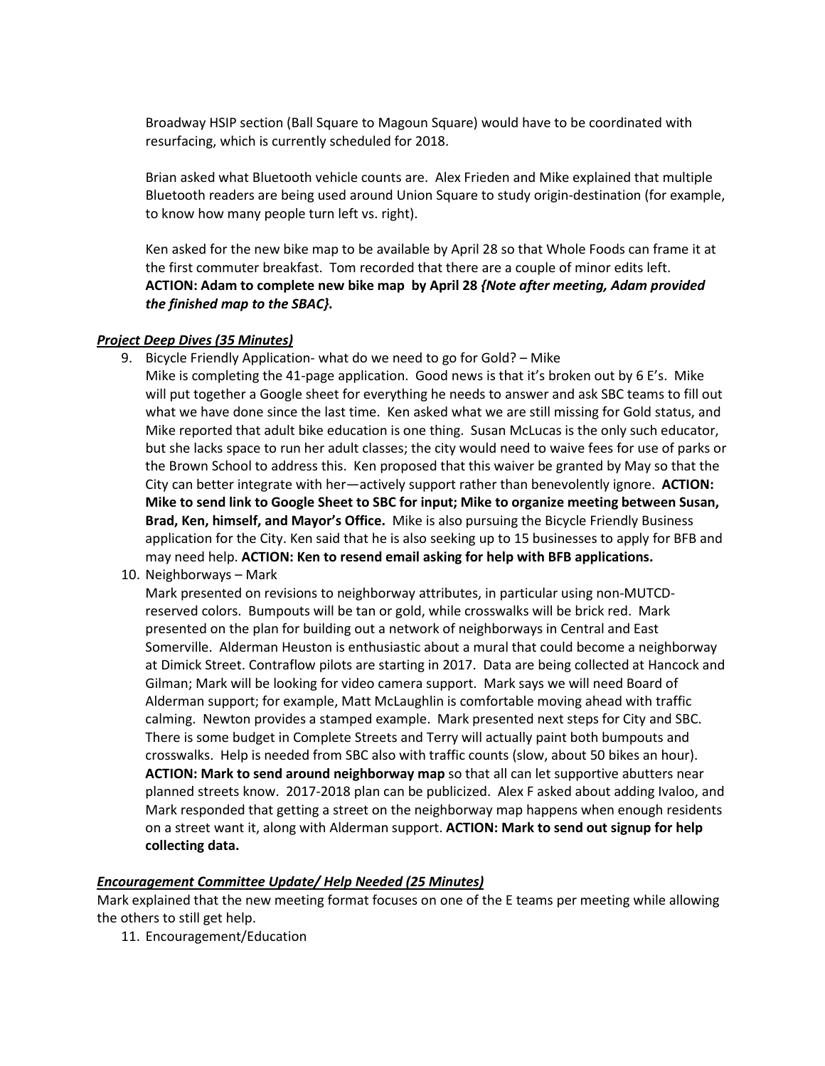Broadway HSIP section (Ball Square to Magoun Square) would have to be coordinated with resurfacing, which is currently scheduled for 2018.

Brian asked what Bluetooth vehicle counts are. Alex Frieden and Mike explained that multiple Bluetooth readers are being used around Union Square to study origin-destination (for example, to know how many people turn left vs. right).

Ken asked for the new bike map to be available by April 28 so that Whole Foods can frame it at the first commuter breakfast. Tom recorded that there are a couple of minor edits left. **ACTION: Adam to complete new bike map by April 28** ***{Note after meeting, Adam provided the finished map to the SBAC}*****.**

***Project Deep Dives (35 Minutes)***

9. Bicycle Friendly Application- what do we need to go for Gold? – Mike
   Mike is completing the 41-page application. Good news is that it's broken out by 6 E's. Mike will put together a Google sheet for everything he needs to answer and ask SBC teams to fill out what we have done since the last time. Ken asked what we are still missing for Gold status, and Mike reported that adult bike education is one thing. Susan McLucas is the only such educator, but she lacks space to run her adult classes; the city would need to waive fees for use of parks or the Brown School to address this. Ken proposed that this waiver be granted by May so that the City can better integrate with her—actively support rather than benevolently ignore. **ACTION: Mike to send link to Google Sheet to SBC for input; Mike to organize meeting between Susan, Brad, Ken, himself, and Mayor's Office.** Mike is also pursuing the Bicycle Friendly Business application for the City. Ken said that he is also seeking up to 15 businesses to apply for BFB and may need help. **ACTION: Ken to resend email asking for help with BFB applications.**
10. Neighborways – Mark
    Mark presented on revisions to neighborway attributes, in particular using non-MUTCD-reserved colors. Bumpouts will be tan or gold, while crosswalks will be brick red. Mark presented on the plan for building out a network of neighborways in Central and East Somerville. Alderman Heuston is enthusiastic about a mural that could become a neighborway at Dimick Street. Contraflow pilots are starting in 2017. Data are being collected at Hancock and Gilman; Mark will be looking for video camera support. Mark says we will need Board of Alderman support; for example, Matt McLaughlin is comfortable moving ahead with traffic calming. Newton provides a stamped example. Mark presented next steps for City and SBC. There is some budget in Complete Streets and Terry will actually paint both bumpouts and crosswalks. Help is needed from SBC also with traffic counts (slow, about 50 bikes an hour). **ACTION: Mark to send around neighborway map** so that all can let supportive abutters near planned streets know. 2017-2018 plan can be publicized. Alex F asked about adding Ivaloo, and Mark responded that getting a street on the neighborway map happens when enough residents on a street want it, along with Alderman support. **ACTION: Mark to send out signup for help collecting data.**

***Encouragement Committee Update/ Help Needed (25 Minutes)***

Mark explained that the new meeting format focuses on one of the E teams per meeting while allowing the others to still get help.

11. Encouragement/Education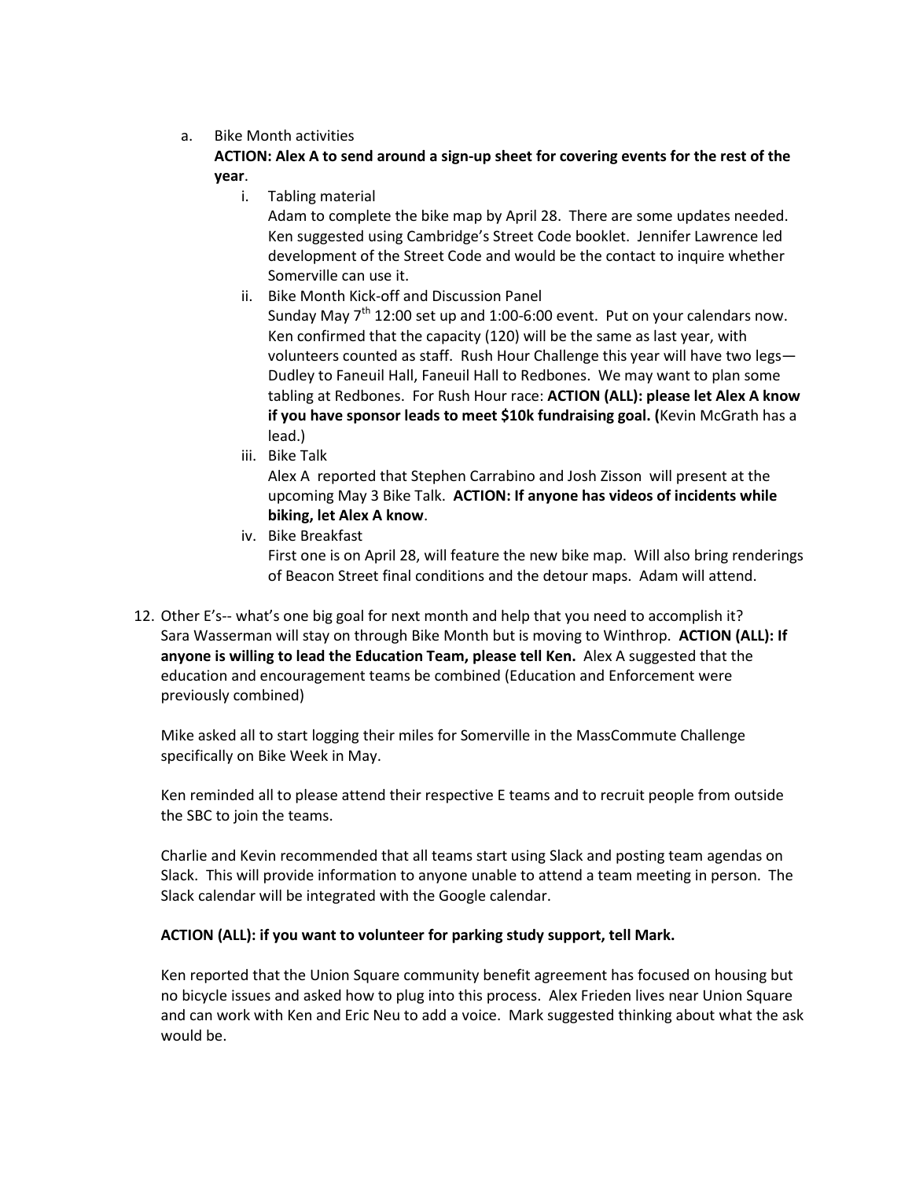a. Bike Month activities

   **ACTION: Alex A to send around a sign-up sheet for covering events for the rest of the year**.

   i. Tabling material

      Adam to complete the bike map by April 28. There are some updates needed. Ken suggested using Cambridge's Street Code booklet. Jennifer Lawrence led development of the Street Code and would be the contact to inquire whether Somerville can use it.

   ii. Bike Month Kick-off and Discussion Panel

      Sunday May 7th 12:00 set up and 1:00-6:00 event. Put on your calendars now. Ken confirmed that the capacity (120) will be the same as last year, with volunteers counted as staff. Rush Hour Challenge this year will have two legs—Dudley to Faneuil Hall, Faneuil Hall to Redbones. We may want to plan some tabling at Redbones. For Rush Hour race: **ACTION (ALL): please let Alex A know if you have sponsor leads to meet $10k fundraising goal. (**Kevin McGrath has a lead.)

   iii. Bike Talk

      Alex A reported that Stephen Carrabino and Josh Zisson will present at the upcoming May 3 Bike Talk. **ACTION: If anyone has videos of incidents while biking, let Alex A know**.

   iv. Bike Breakfast

      First one is on April 28, will feature the new bike map. Will also bring renderings of Beacon Street final conditions and the detour maps. Adam will attend.

12. Other E's-- what's one big goal for next month and help that you need to accomplish it?

    Sara Wasserman will stay on through Bike Month but is moving to Winthrop. **ACTION (ALL): If anyone is willing to lead the Education Team, please tell Ken.** Alex A suggested that the education and encouragement teams be combined (Education and Enforcement were previously combined)

    Mike asked all to start logging their miles for Somerville in the MassCommute Challenge specifically on Bike Week in May.

    Ken reminded all to please attend their respective E teams and to recruit people from outside the SBC to join the teams.

    Charlie and Kevin recommended that all teams start using Slack and posting team agendas on Slack. This will provide information to anyone unable to attend a team meeting in person. The Slack calendar will be integrated with the Google calendar.

    **ACTION (ALL): if you want to volunteer for parking study support, tell Mark.**

    Ken reported that the Union Square community benefit agreement has focused on housing but no bicycle issues and asked how to plug into this process. Alex Frieden lives near Union Square and can work with Ken and Eric Neu to add a voice. Mark suggested thinking about what the ask would be.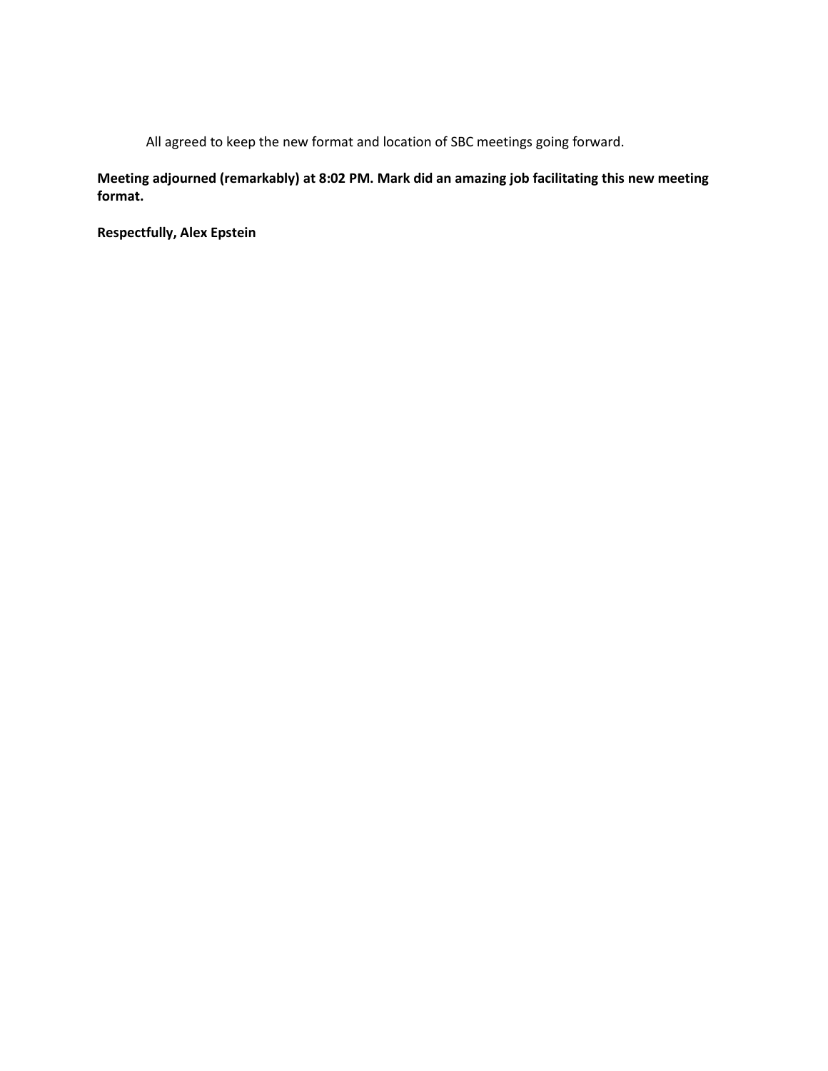All agreed to keep the new format and location of SBC meetings going forward.

**Meeting adjourned (remarkably) at 8:02 PM. Mark did an amazing job facilitating this new meeting format.**

**Respectfully, Alex Epstein**